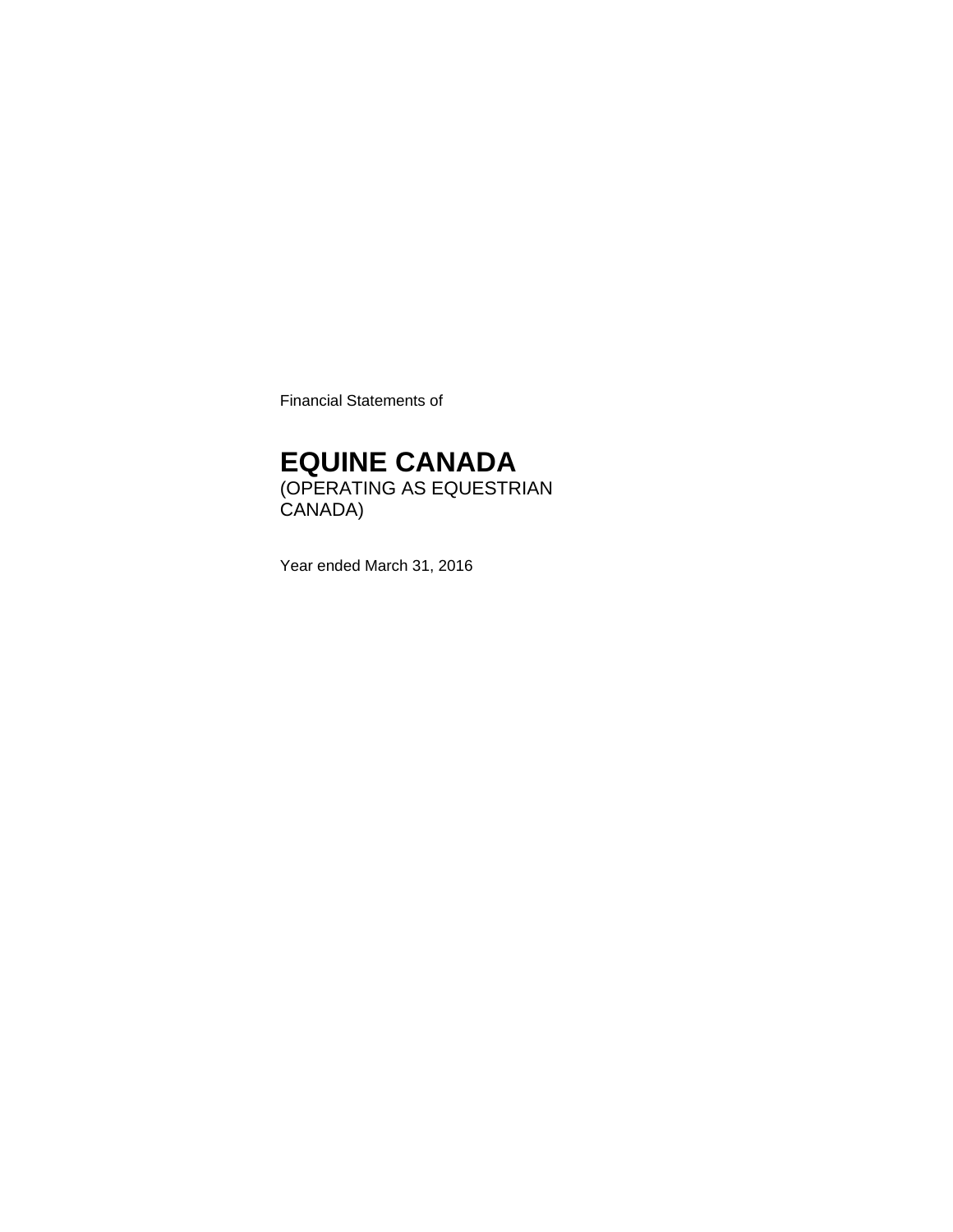Financial Statements of

# EQUINE CANADA

(OPERATING AS EQUESTRIAN CANADA)

Year ended March 31, 2016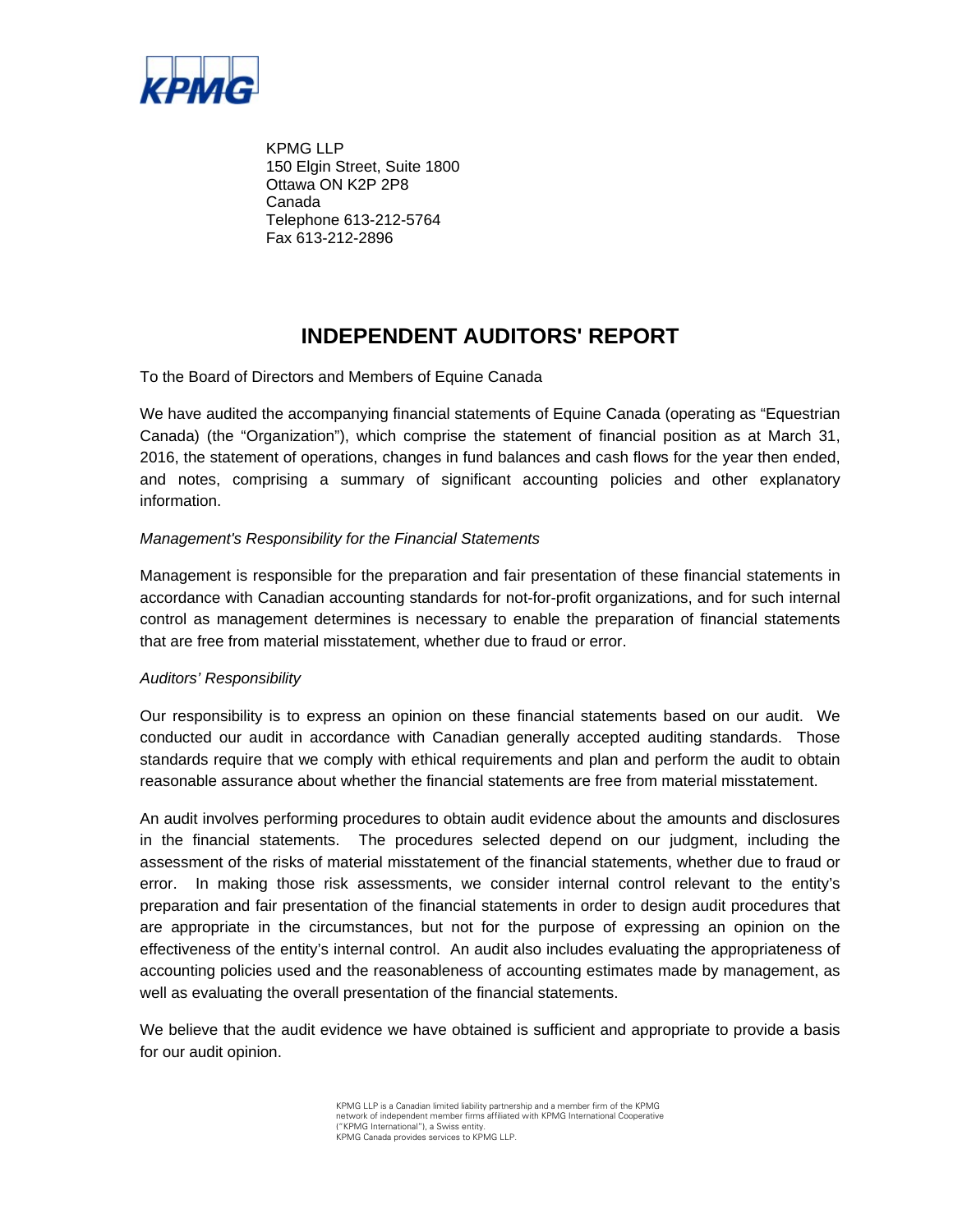KPMG

KPMG LLP
150 Elgin Street, Suite 1800
Ottawa ON K2P 2P8
Canada
Telephone 613-212-5764
Fax 613-212-2896

# INDEPENDENT AUDITORS' REPORT

To the Board of Directors and Members of Equine Canada

We have audited the accompanying financial statements of Equine Canada (operating as "Equestrian Canada) (the "Organization"), which comprise the statement of financial position as at March 31, 2016, the statement of operations, changes in fund balances and cash flows for the year then ended, and notes, comprising a summary of significant accounting policies and other explanatory information.

*Management's Responsibility for the Financial Statements*

Management is responsible for the preparation and fair presentation of these financial statements in accordance with Canadian accounting standards for not-for-profit organizations, and for such internal control as management determines is necessary to enable the preparation of financial statements that are free from material misstatement, whether due to fraud or error.

*Auditors' Responsibility*

Our responsibility is to express an opinion on these financial statements based on our audit. We conducted our audit in accordance with Canadian generally accepted auditing standards. Those standards require that we comply with ethical requirements and plan and perform the audit to obtain reasonable assurance about whether the financial statements are free from material misstatement.

An audit involves performing procedures to obtain audit evidence about the amounts and disclosures in the financial statements. The procedures selected depend on our judgment, including the assessment of the risks of material misstatement of the financial statements, whether due to fraud or error. In making those risk assessments, we consider internal control relevant to the entity's preparation and fair presentation of the financial statements in order to design audit procedures that are appropriate in the circumstances, but not for the purpose of expressing an opinion on the effectiveness of the entity's internal control. An audit also includes evaluating the appropriateness of accounting policies used and the reasonableness of accounting estimates made by management, as well as evaluating the overall presentation of the financial statements.

We believe that the audit evidence we have obtained is sufficient and appropriate to provide a basis for our audit opinion.

KPMG LLP is a Canadian limited liability partnership and a member firm of the KPMG network of independent member firms affiliated with KPMG International Cooperative ("KPMG International"), a Swiss entity.
KPMG Canada provides services to KPMG LLP.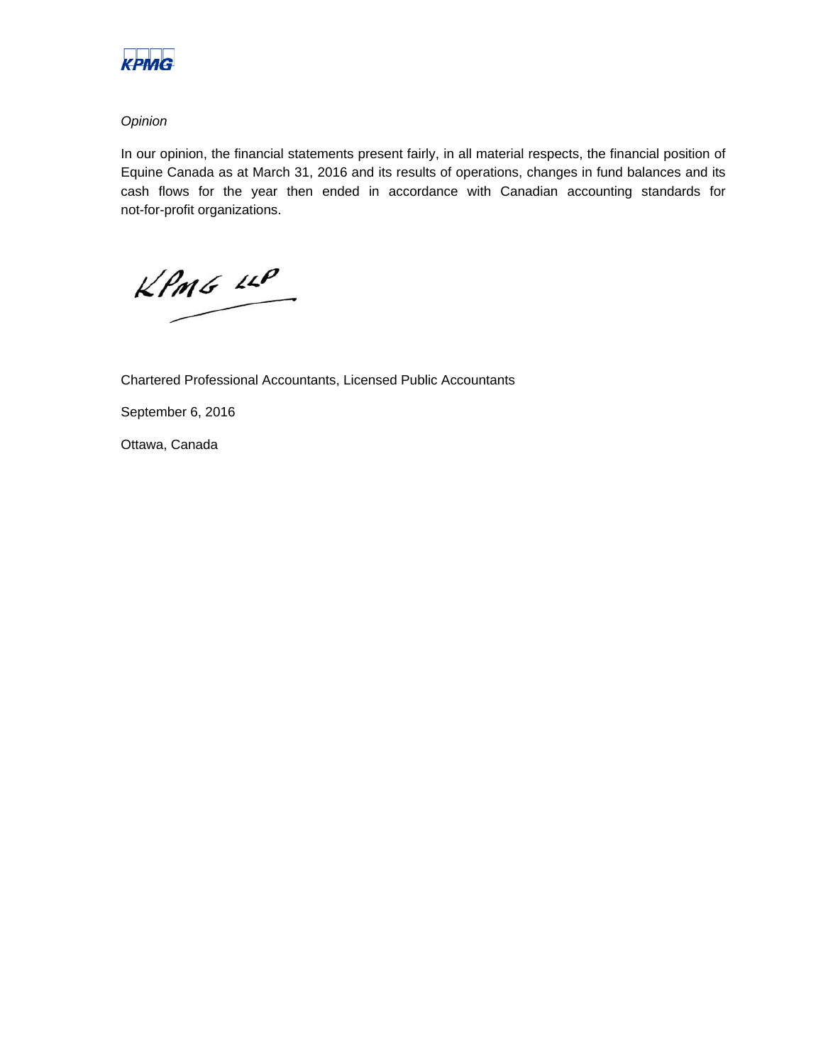*Opinion*

In our opinion, the financial statements present fairly, in all material respects, the financial position of Equine Canada as at March 31, 2016 and its results of operations, changes in fund balances and its cash flows for the year then ended in accordance with Canadian accounting standards for not-for-profit organizations.

KPMG LLP

Chartered Professional Accountants, Licensed Public Accountants

September 6, 2016

Ottawa, Canada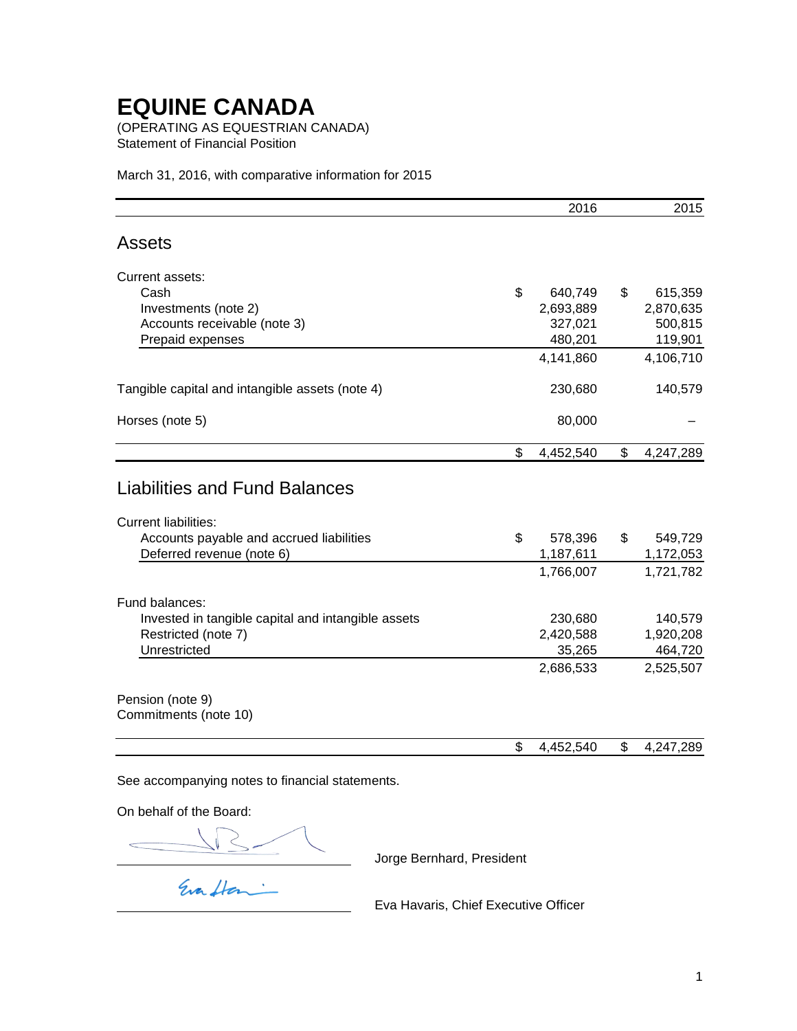# EQUINE CANADA

(OPERATING AS EQUESTRIAN CANADA)
Statement of Financial Position

March 31, 2016, with comparative information for 2015

| | 2016 | 2015 |
|---|---|---|
| **Assets** | | |
| Current assets: | | |
| Cash | $ 640,749 | $ 615,359 |
| Investments (note 2) | 2,693,889 | 2,870,635 |
| Accounts receivable (note 3) | 327,021 | 500,815 |
| Prepaid expenses | 480,201 | 119,901 |
| | 4,141,860 | 4,106,710 |
| Tangible capital and intangible assets (note 4) | 230,680 | 140,579 |
| Horses (note 5) | 80,000 | – |
| | $ 4,452,540 | $ 4,247,289 |
| **Liabilities and Fund Balances** | | |
| Current liabilities: | | |
| Accounts payable and accrued liabilities | $ 578,396 | $ 549,729 |
| Deferred revenue (note 6) | 1,187,611 | 1,172,053 |
| | 1,766,007 | 1,721,782 |
| Fund balances: | | |
| Invested in tangible capital and intangible assets | 230,680 | 140,579 |
| Restricted (note 7) | 2,420,588 | 1,920,208 |
| Unrestricted | 35,265 | 464,720 |
| | 2,686,533 | 2,525,507 |
| Pension (note 9) | | |
| Commitments (note 10) | | |
| | $ 4,452,540 | $ 4,247,289 |

See accompanying notes to financial statements.

On behalf of the Board:

Jorge Bernhard, President

Eva Havaris, Chief Executive Officer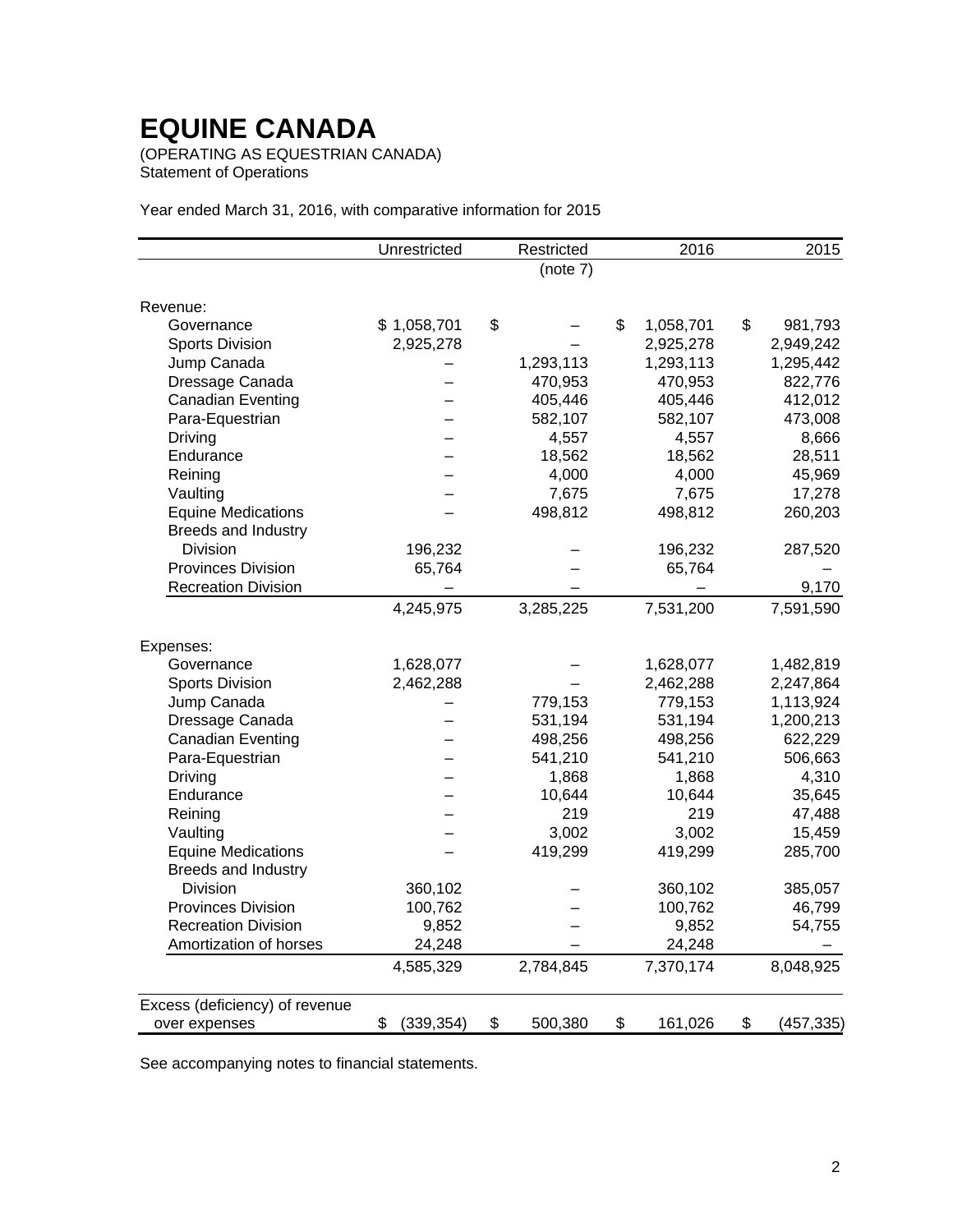# EQUINE CANADA

(OPERATING AS EQUESTRIAN CANADA)
Statement of Operations

Year ended March 31, 2016, with comparative information for 2015

| | Unrestricted | Restricted (note 7) | 2016 | 2015 |
|---|---|---|---|---|
| Revenue: | | | | |
| Governance | $ 1,058,701 | $ – | $ 1,058,701 | $ 981,793 |
| Sports Division | 2,925,278 | – | 2,925,278 | 2,949,242 |
| Jump Canada | – | 1,293,113 | 1,293,113 | 1,295,442 |
| Dressage Canada | – | 470,953 | 470,953 | 822,776 |
| Canadian Eventing | – | 405,446 | 405,446 | 412,012 |
| Para-Equestrian | – | 582,107 | 582,107 | 473,008 |
| Driving | – | 4,557 | 4,557 | 8,666 |
| Endurance | – | 18,562 | 18,562 | 28,511 |
| Reining | – | 4,000 | 4,000 | 45,969 |
| Vaulting | – | 7,675 | 7,675 | 17,278 |
| Equine Medications | – | 498,812 | 498,812 | 260,203 |
| Breeds and Industry Division | 196,232 | – | 196,232 | 287,520 |
| Provinces Division | 65,764 | – | 65,764 | – |
| Recreation Division | – | – | – | 9,170 |
| | 4,245,975 | 3,285,225 | 7,531,200 | 7,591,590 |
| Expenses: | | | | |
| Governance | 1,628,077 | – | 1,628,077 | 1,482,819 |
| Sports Division | 2,462,288 | – | 2,462,288 | 2,247,864 |
| Jump Canada | – | 779,153 | 779,153 | 1,113,924 |
| Dressage Canada | – | 531,194 | 531,194 | 1,200,213 |
| Canadian Eventing | – | 498,256 | 498,256 | 622,229 |
| Para-Equestrian | – | 541,210 | 541,210 | 506,663 |
| Driving | – | 1,868 | 1,868 | 4,310 |
| Endurance | – | 10,644 | 10,644 | 35,645 |
| Reining | – | 219 | 219 | 47,488 |
| Vaulting | – | 3,002 | 3,002 | 15,459 |
| Equine Medications | – | 419,299 | 419,299 | 285,700 |
| Breeds and Industry Division | 360,102 | – | 360,102 | 385,057 |
| Provinces Division | 100,762 | – | 100,762 | 46,799 |
| Recreation Division | 9,852 | – | 9,852 | 54,755 |
| Amortization of horses | 24,248 | – | 24,248 | – |
| | 4,585,329 | 2,784,845 | 7,370,174 | 8,048,925 |
| Excess (deficiency) of revenue over expenses | $ (339,354) | $ 500,380 | $ 161,026 | $ (457,335) |

See accompanying notes to financial statements.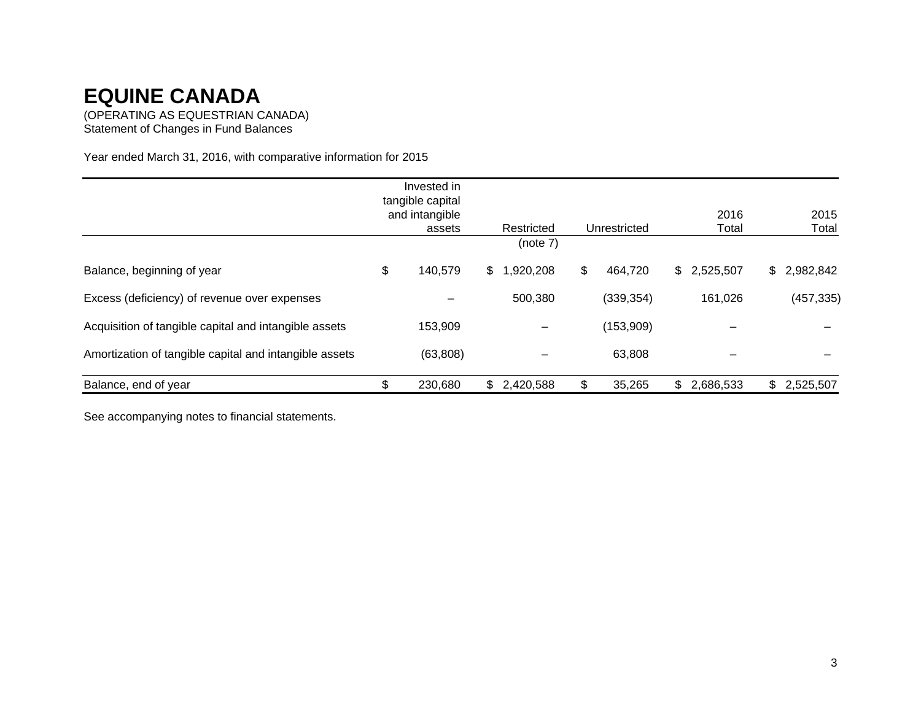# EQUINE CANADA

(OPERATING AS EQUESTRIAN CANADA)
Statement of Changes in Fund Balances

Year ended March 31, 2016, with comparative information for 2015

| | Invested in tangible capital and intangible assets | Restricted (note 7) | Unrestricted | 2016 Total | 2015 Total |
|---|---|---|---|---|---|
| Balance, beginning of year | $ 140,579 | $ 1,920,208 | $ 464,720 | $ 2,525,507 | $ 2,982,842 |
| Excess (deficiency) of revenue over expenses | – | 500,380 | (339,354) | 161,026 | (457,335) |
| Acquisition of tangible capital and intangible assets | 153,909 | – | (153,909) | – | – |
| Amortization of tangible capital and intangible assets | (63,808) | – | 63,808 | – | – |
| Balance, end of year | $ 230,680 | $ 2,420,588 | $ 35,265 | $ 2,686,533 | $ 2,525,507 |

See accompanying notes to financial statements.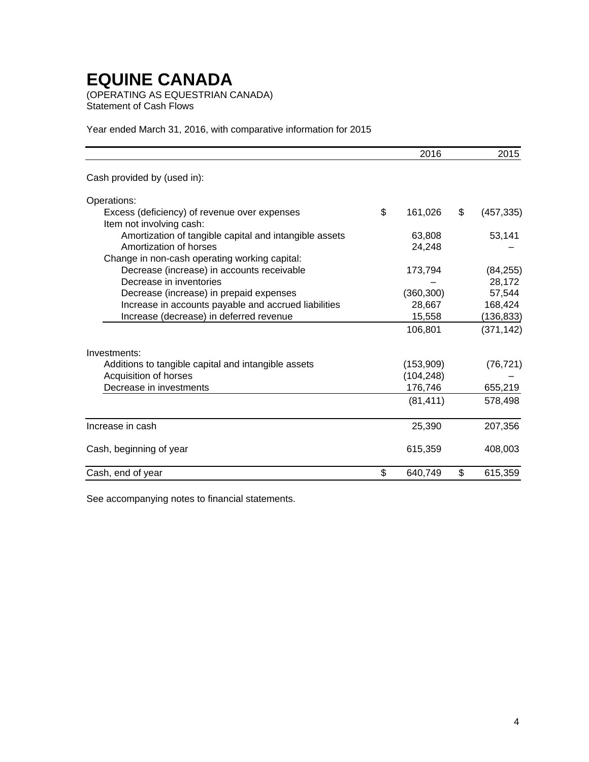# EQUINE CANADA

(OPERATING AS EQUESTRIAN CANADA)
Statement of Cash Flows

Year ended March 31, 2016, with comparative information for 2015

| | 2016 | 2015 |
|---|---|---|
| Cash provided by (used in): | | |
| Operations: | | |
| Excess (deficiency) of revenue over expenses | $ 161,026 | $ (457,335) |
| Item not involving cash: | | |
| Amortization of tangible capital and intangible assets | 63,808 | 53,141 |
| Amortization of horses | 24,248 | – |
| Change in non-cash operating working capital: | | |
| Decrease (increase) in accounts receivable | 173,794 | (84,255) |
| Decrease in inventories | – | 28,172 |
| Decrease (increase) in prepaid expenses | (360,300) | 57,544 |
| Increase in accounts payable and accrued liabilities | 28,667 | 168,424 |
| Increase (decrease) in deferred revenue | 15,558 | (136,833) |
| | 106,801 | (371,142) |
| Investments: | | |
| Additions to tangible capital and intangible assets | (153,909) | (76,721) |
| Acquisition of horses | (104,248) | – |
| Decrease in investments | 176,746 | 655,219 |
| | (81,411) | 578,498 |
| Increase in cash | 25,390 | 207,356 |
| Cash, beginning of year | 615,359 | 408,003 |
| Cash, end of year | $ 640,749 | $ 615,359 |

See accompanying notes to financial statements.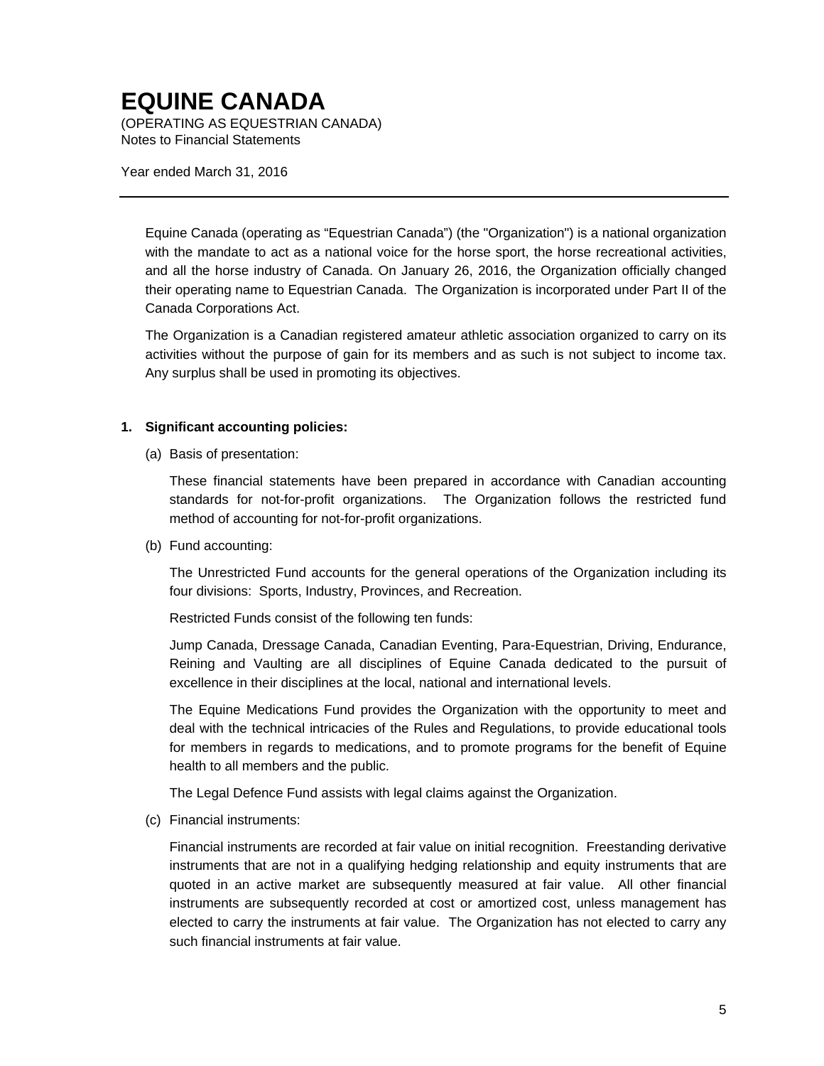# EQUINE CANADA

(OPERATING AS EQUESTRIAN CANADA)
Notes to Financial Statements

Year ended March 31, 2016

---

Equine Canada (operating as “Equestrian Canada”) (the "Organization") is a national organization with the mandate to act as a national voice for the horse sport, the horse recreational activities, and all the horse industry of Canada. On January 26, 2016, the Organization officially changed their operating name to Equestrian Canada. The Organization is incorporated under Part II of the Canada Corporations Act.

The Organization is a Canadian registered amateur athletic association organized to carry on its activities without the purpose of gain for its members and as such is not subject to income tax. Any surplus shall be used in promoting its objectives.

**1. Significant accounting policies:**

(a) Basis of presentation:

These financial statements have been prepared in accordance with Canadian accounting standards for not-for-profit organizations. The Organization follows the restricted fund method of accounting for not-for-profit organizations.

(b) Fund accounting:

The Unrestricted Fund accounts for the general operations of the Organization including its four divisions: Sports, Industry, Provinces, and Recreation.

Restricted Funds consist of the following ten funds:

Jump Canada, Dressage Canada, Canadian Eventing, Para-Equestrian, Driving, Endurance, Reining and Vaulting are all disciplines of Equine Canada dedicated to the pursuit of excellence in their disciplines at the local, national and international levels.

The Equine Medications Fund provides the Organization with the opportunity to meet and deal with the technical intricacies of the Rules and Regulations, to provide educational tools for members in regards to medications, and to promote programs for the benefit of Equine health to all members and the public.

The Legal Defence Fund assists with legal claims against the Organization.

(c) Financial instruments:

Financial instruments are recorded at fair value on initial recognition. Freestanding derivative instruments that are not in a qualifying hedging relationship and equity instruments that are quoted in an active market are subsequently measured at fair value. All other financial instruments are subsequently recorded at cost or amortized cost, unless management has elected to carry the instruments at fair value. The Organization has not elected to carry any such financial instruments at fair value.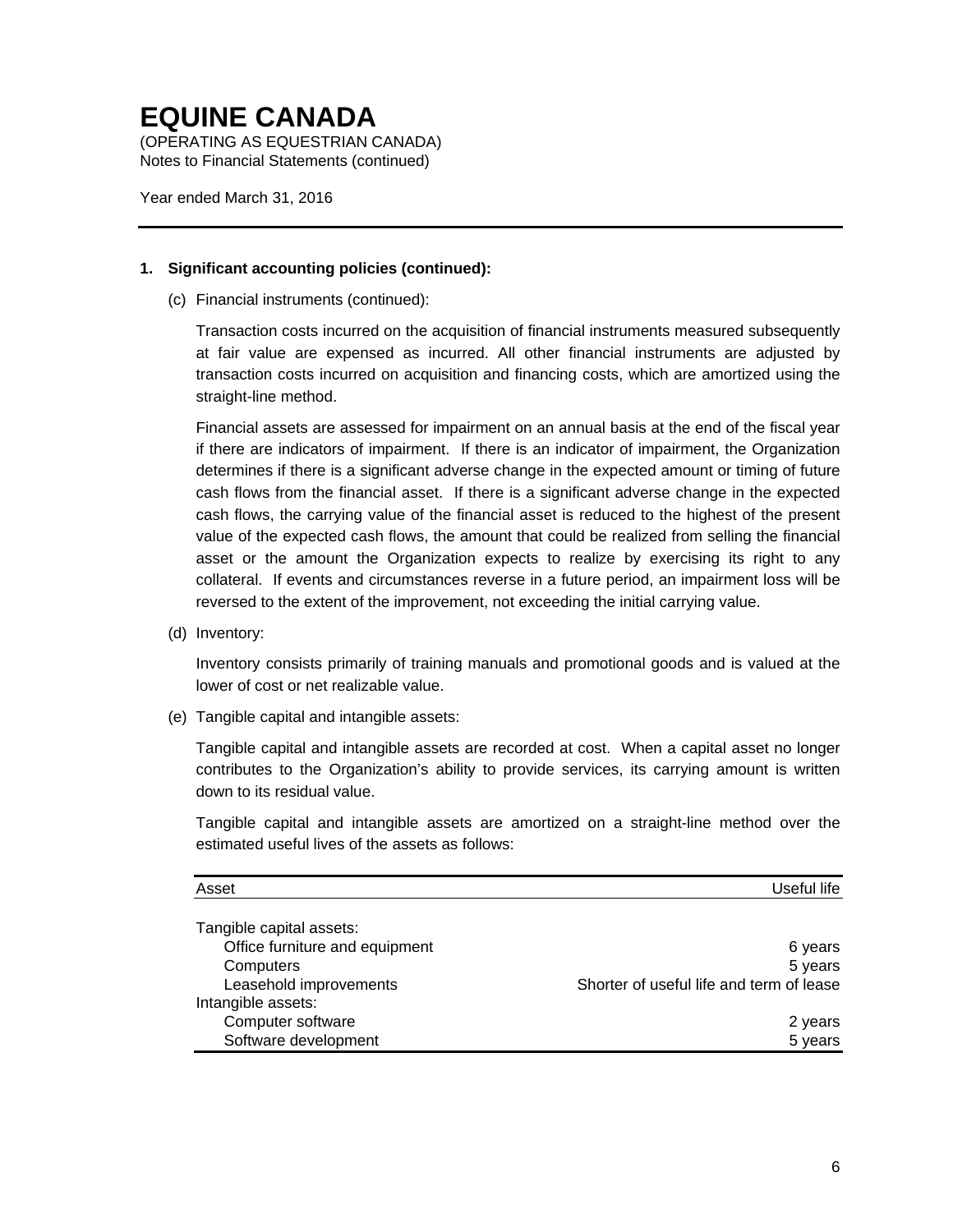# EQUINE CANADA

(OPERATING AS EQUESTRIAN CANADA)
Notes to Financial Statements (continued)

Year ended March 31, 2016

**1. Significant accounting policies (continued):**

(c) Financial instruments (continued):

Transaction costs incurred on the acquisition of financial instruments measured subsequently at fair value are expensed as incurred. All other financial instruments are adjusted by transaction costs incurred on acquisition and financing costs, which are amortized using the straight-line method.

Financial assets are assessed for impairment on an annual basis at the end of the fiscal year if there are indicators of impairment. If there is an indicator of impairment, the Organization determines if there is a significant adverse change in the expected amount or timing of future cash flows from the financial asset. If there is a significant adverse change in the expected cash flows, the carrying value of the financial asset is reduced to the highest of the present value of the expected cash flows, the amount that could be realized from selling the financial asset or the amount the Organization expects to realize by exercising its right to any collateral. If events and circumstances reverse in a future period, an impairment loss will be reversed to the extent of the improvement, not exceeding the initial carrying value.

(d) Inventory:

Inventory consists primarily of training manuals and promotional goods and is valued at the lower of cost or net realizable value.

(e) Tangible capital and intangible assets:

Tangible capital and intangible assets are recorded at cost. When a capital asset no longer contributes to the Organization's ability to provide services, its carrying amount is written down to its residual value.

Tangible capital and intangible assets are amortized on a straight-line method over the estimated useful lives of the assets as follows:

| Asset | Useful life |
|---|---|
| Tangible capital assets: | |
| Office furniture and equipment | 6 years |
| Computers | 5 years |
| Leasehold improvements | Shorter of useful life and term of lease |
| Intangible assets: | |
| Computer software | 2 years |
| Software development | 5 years |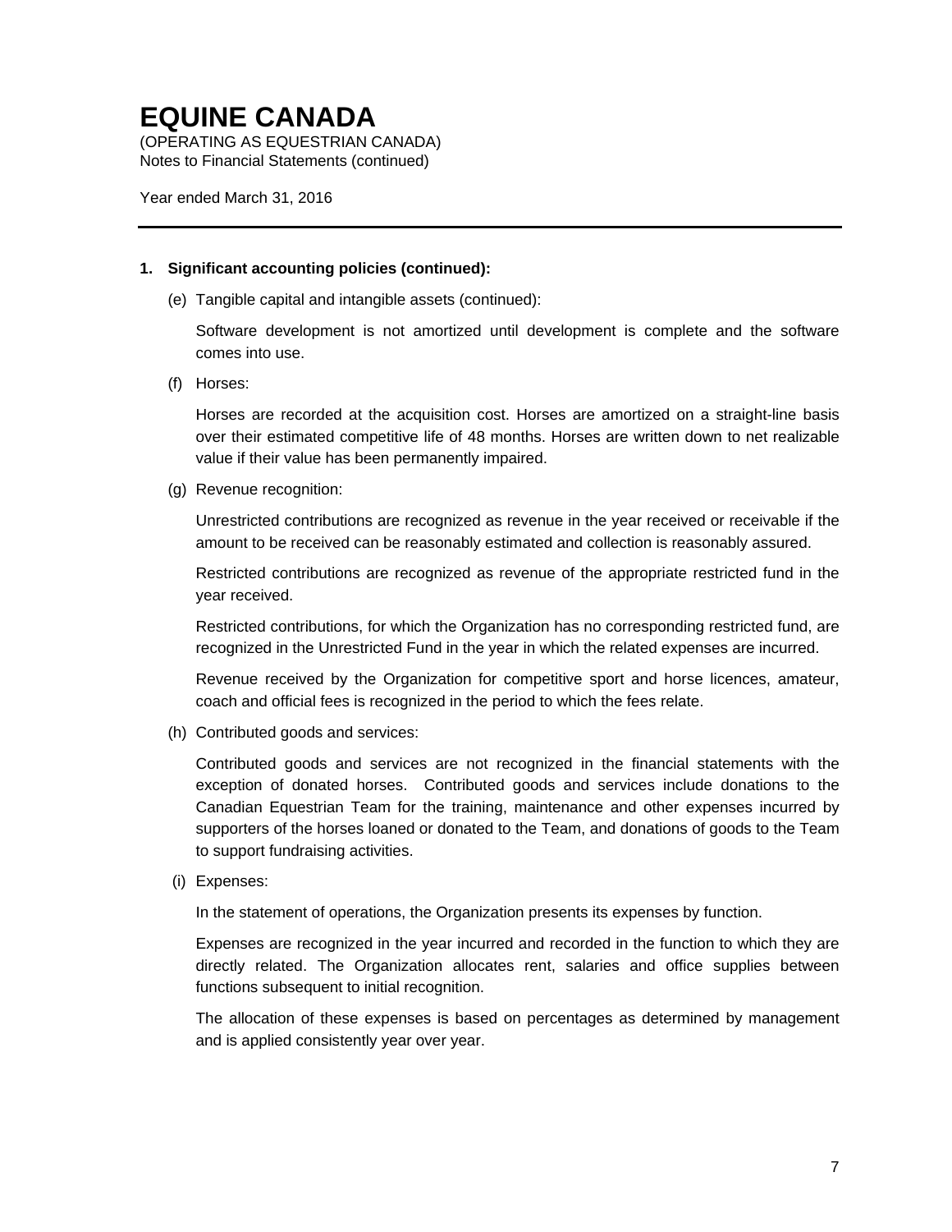# EQUINE CANADA

(OPERATING AS EQUESTRIAN CANADA)
Notes to Financial Statements (continued)

Year ended March 31, 2016

---

**1. Significant accounting policies (continued):**

(e) Tangible capital and intangible assets (continued):

Software development is not amortized until development is complete and the software comes into use.

(f) Horses:

Horses are recorded at the acquisition cost. Horses are amortized on a straight-line basis over their estimated competitive life of 48 months. Horses are written down to net realizable value if their value has been permanently impaired.

(g) Revenue recognition:

Unrestricted contributions are recognized as revenue in the year received or receivable if the amount to be received can be reasonably estimated and collection is reasonably assured.

Restricted contributions are recognized as revenue of the appropriate restricted fund in the year received.

Restricted contributions, for which the Organization has no corresponding restricted fund, are recognized in the Unrestricted Fund in the year in which the related expenses are incurred.

Revenue received by the Organization for competitive sport and horse licences, amateur, coach and official fees is recognized in the period to which the fees relate.

(h) Contributed goods and services:

Contributed goods and services are not recognized in the financial statements with the exception of donated horses. Contributed goods and services include donations to the Canadian Equestrian Team for the training, maintenance and other expenses incurred by supporters of the horses loaned or donated to the Team, and donations of goods to the Team to support fundraising activities.

(i) Expenses:

In the statement of operations, the Organization presents its expenses by function.

Expenses are recognized in the year incurred and recorded in the function to which they are directly related. The Organization allocates rent, salaries and office supplies between functions subsequent to initial recognition.

The allocation of these expenses is based on percentages as determined by management and is applied consistently year over year.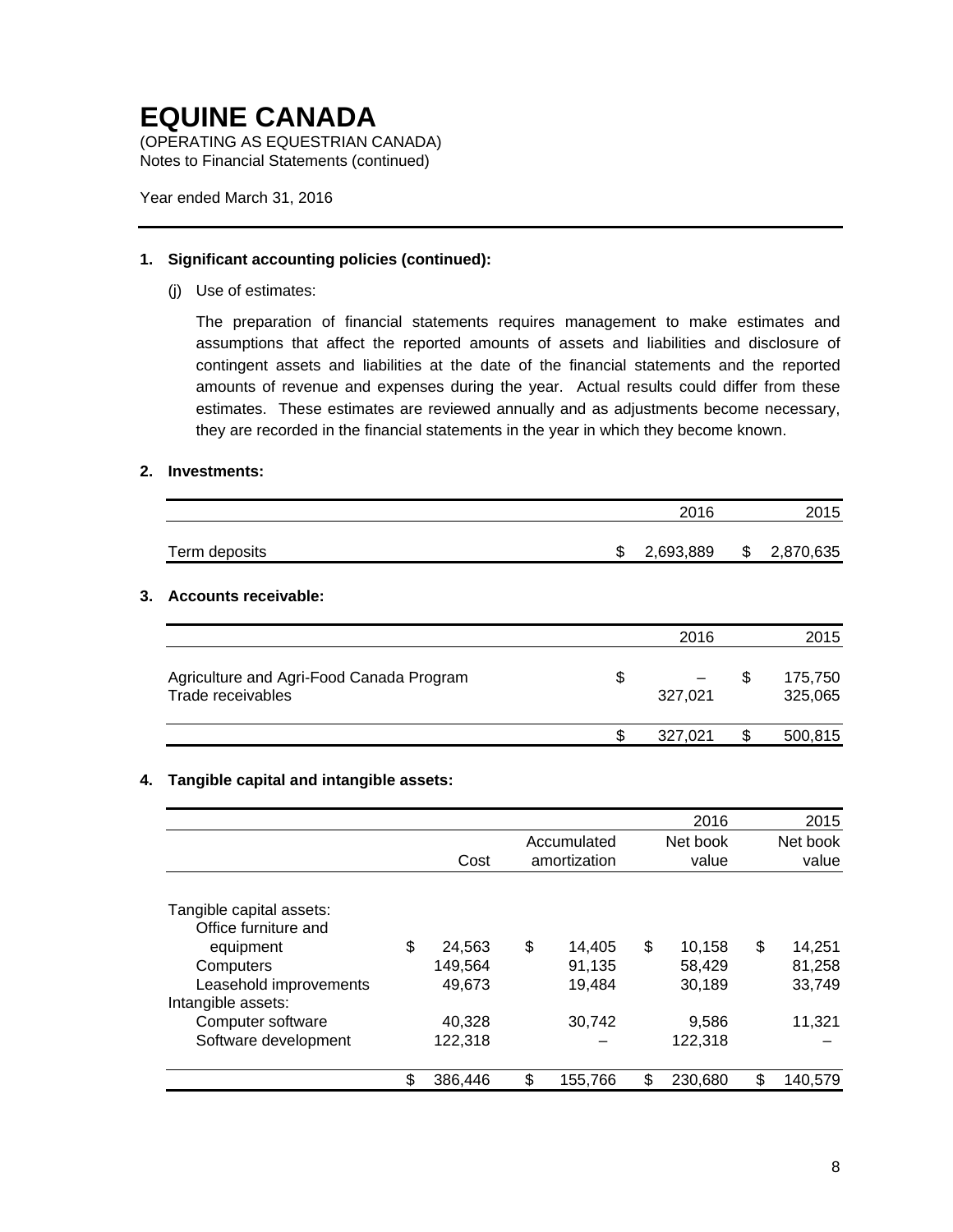# EQUINE CANADA

(OPERATING AS EQUESTRIAN CANADA)
Notes to Financial Statements (continued)

Year ended March 31, 2016

**1. Significant accounting policies (continued):**

(j) Use of estimates:

The preparation of financial statements requires management to make estimates and assumptions that affect the reported amounts of assets and liabilities and disclosure of contingent assets and liabilities at the date of the financial statements and the reported amounts of revenue and expenses during the year. Actual results could differ from these estimates. These estimates are reviewed annually and as adjustments become necessary, they are recorded in the financial statements in the year in which they become known.

**2. Investments:**

| | 2016 | 2015 |
|---|---|---|
| Term deposits | $ 2,693,889 | $ 2,870,635 |

**3. Accounts receivable:**

| | 2016 | 2015 |
|---|---|---|
| Agriculture and Agri-Food Canada Program | $ – | $ 175,750 |
| Trade receivables | 327,021 | 325,065 |
| | $ 327,021 | $ 500,815 |

**4. Tangible capital and intangible assets:**

| | | | 2016 | 2015 |
|---|---|---|---|---|
| | Cost | Accumulated amortization | Net book value | Net book value |
| Tangible capital assets: | | | | |
| Office furniture and equipment | $ 24,563 | $ 14,405 | $ 10,158 | $ 14,251 |
| Computers | 149,564 | 91,135 | 58,429 | 81,258 |
| Leasehold improvements | 49,673 | 19,484 | 30,189 | 33,749 |
| Intangible assets: | | | | |
| Computer software | 40,328 | 30,742 | 9,586 | 11,321 |
| Software development | 122,318 | – | 122,318 | – |
| | $ 386,446 | $ 155,766 | $ 230,680 | $ 140,579 |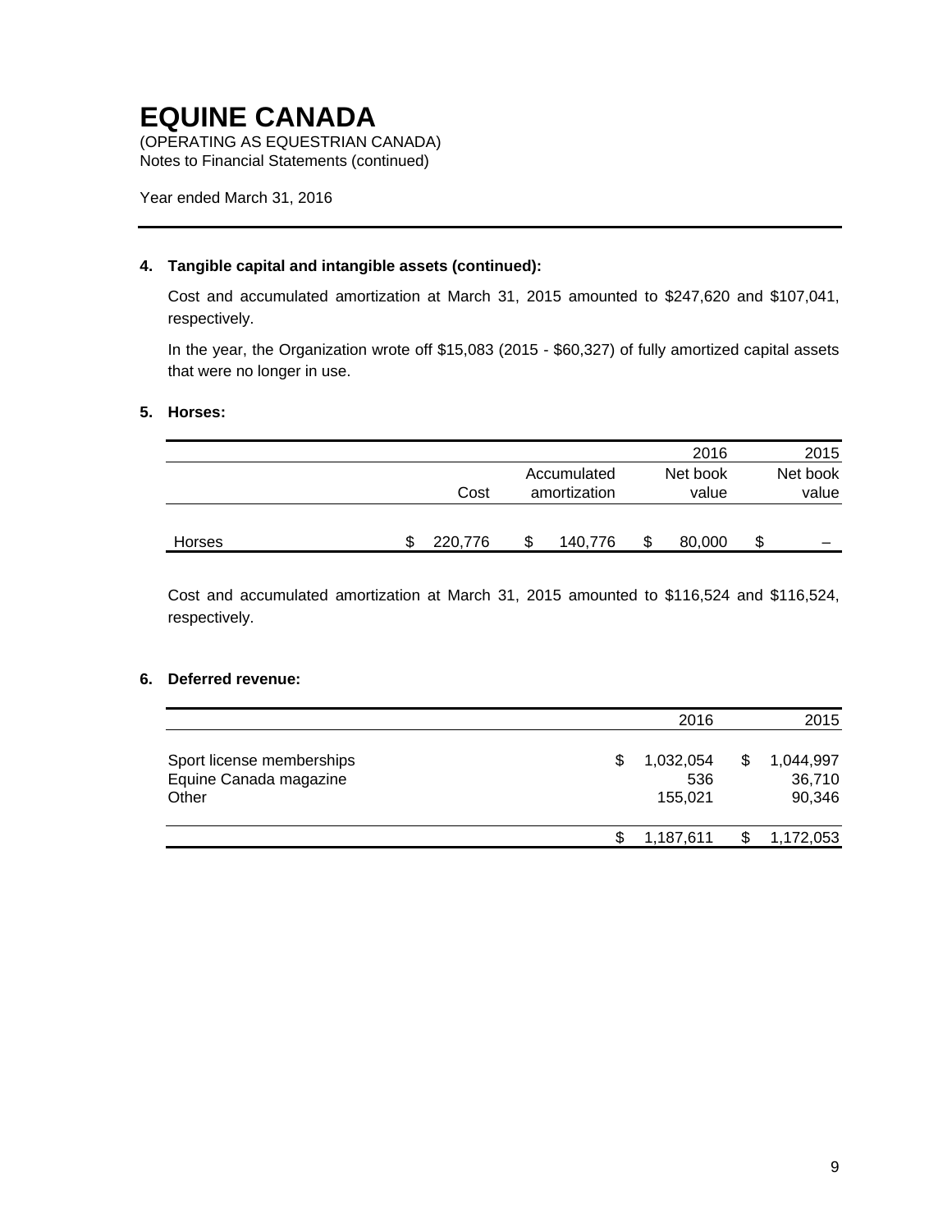# EQUINE CANADA

(OPERATING AS EQUESTRIAN CANADA)
Notes to Financial Statements (continued)

Year ended March 31, 2016

**4. Tangible capital and intangible assets (continued):**

Cost and accumulated amortization at March 31, 2015 amounted to $247,620 and $107,041, respectively.

In the year, the Organization wrote off $15,083 (2015 - $60,327) of fully amortized capital assets that were no longer in use.

**5. Horses:**

| | Cost | Accumulated amortization | 2016 Net book value | 2015 Net book value |
|---|---|---|---|---|
| Horses | $ 220,776 | $ 140,776 | $ 80,000 | $ – |

Cost and accumulated amortization at March 31, 2015 amounted to $116,524 and $116,524, respectively.

**6. Deferred revenue:**

| | 2016 | 2015 |
|---|---|---|
| Sport license memberships | $ 1,032,054 | $ 1,044,997 |
| Equine Canada magazine | 536 | 36,710 |
| Other | 155,021 | 90,346 |
| | $ 1,187,611 | $ 1,172,053 |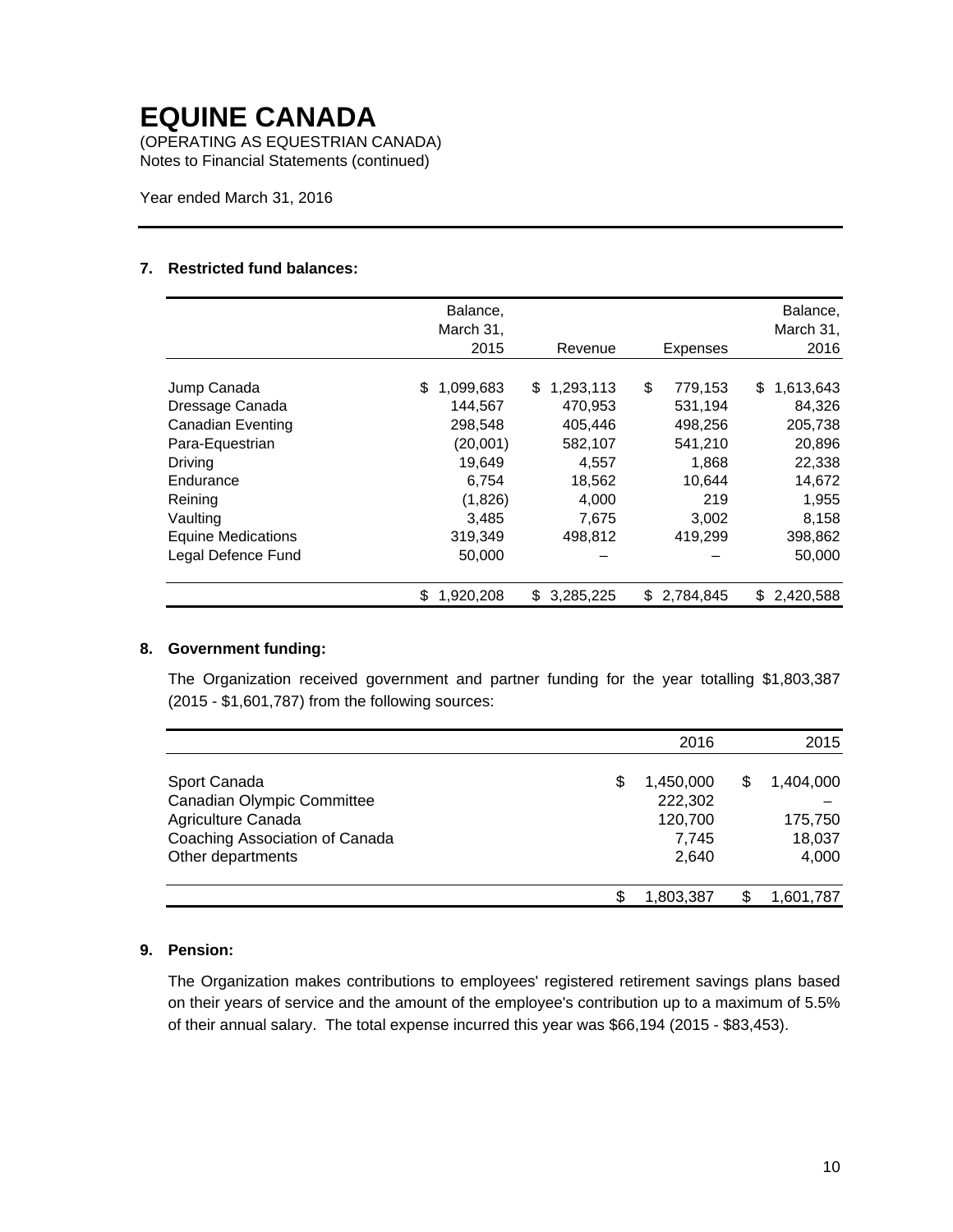# EQUINE CANADA

(OPERATING AS EQUESTRIAN CANADA)
Notes to Financial Statements (continued)

Year ended March 31, 2016

### 7. Restricted fund balances:

| | Balance, March 31, 2015 | Revenue | Expenses | Balance, March 31, 2016 |
|---|---|---|---|---|
| Jump Canada | $ 1,099,683 | $ 1,293,113 | $ 779,153 | $ 1,613,643 |
| Dressage Canada | 144,567 | 470,953 | 531,194 | 84,326 |
| Canadian Eventing | 298,548 | 405,446 | 498,256 | 205,738 |
| Para-Equestrian | (20,001) | 582,107 | 541,210 | 20,896 |
| Driving | 19,649 | 4,557 | 1,868 | 22,338 |
| Endurance | 6,754 | 18,562 | 10,644 | 14,672 |
| Reining | (1,826) | 4,000 | 219 | 1,955 |
| Vaulting | 3,485 | 7,675 | 3,002 | 8,158 |
| Equine Medications | 319,349 | 498,812 | 419,299 | 398,862 |
| Legal Defence Fund | 50,000 | – | – | 50,000 |
| | $ 1,920,208 | $ 3,285,225 | $ 2,784,845 | $ 2,420,588 |

### 8. Government funding:

The Organization received government and partner funding for the year totalling $1,803,387 (2015 - $1,601,787) from the following sources:

| | 2016 | 2015 |
|---|---|---|
| Sport Canada | $ 1,450,000 | $ 1,404,000 |
| Canadian Olympic Committee | 222,302 | – |
| Agriculture Canada | 120,700 | 175,750 |
| Coaching Association of Canada | 7,745 | 18,037 |
| Other departments | 2,640 | 4,000 |
| | $ 1,803,387 | $ 1,601,787 |

### 9. Pension:

The Organization makes contributions to employees' registered retirement savings plans based on their years of service and the amount of the employee's contribution up to a maximum of 5.5% of their annual salary. The total expense incurred this year was $66,194 (2015 - $83,453).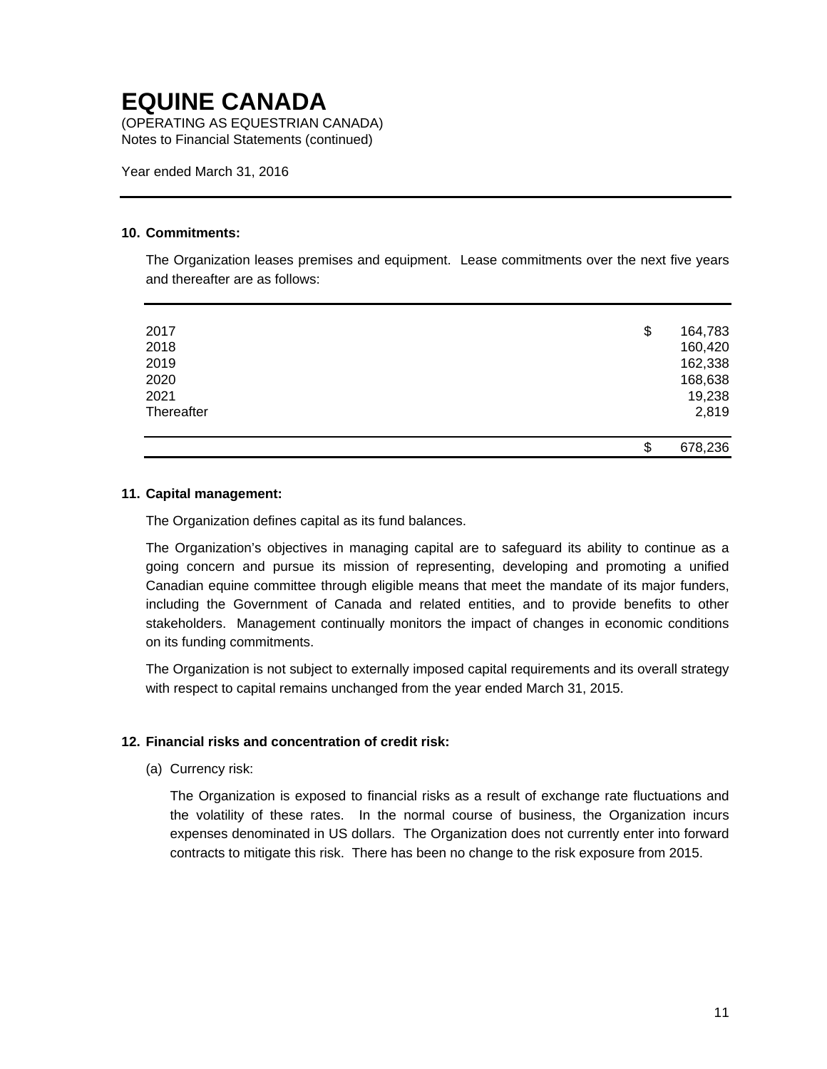# EQUINE CANADA

(OPERATING AS EQUESTRIAN CANADA)
Notes to Financial Statements (continued)

Year ended March 31, 2016

### 10. Commitments:

The Organization leases premises and equipment. Lease commitments over the next five years and thereafter are as follows:

| | |
|---|---|
| 2017 | $ 164,783 |
| 2018 | 160,420 |
| 2019 | 162,338 |
| 2020 | 168,638 |
| 2021 | 19,238 |
| Thereafter | 2,819 |
| | $ 678,236 |

### 11. Capital management:

The Organization defines capital as its fund balances.

The Organization's objectives in managing capital are to safeguard its ability to continue as a going concern and pursue its mission of representing, developing and promoting a unified Canadian equine committee through eligible means that meet the mandate of its major funders, including the Government of Canada and related entities, and to provide benefits to other stakeholders. Management continually monitors the impact of changes in economic conditions on its funding commitments.

The Organization is not subject to externally imposed capital requirements and its overall strategy with respect to capital remains unchanged from the year ended March 31, 2015.

### 12. Financial risks and concentration of credit risk:

(a) Currency risk:

The Organization is exposed to financial risks as a result of exchange rate fluctuations and the volatility of these rates. In the normal course of business, the Organization incurs expenses denominated in US dollars. The Organization does not currently enter into forward contracts to mitigate this risk. There has been no change to the risk exposure from 2015.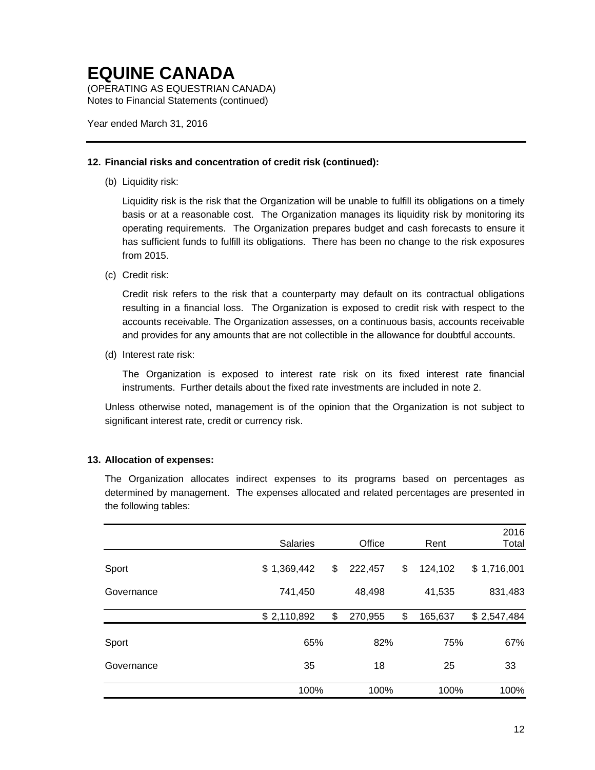# EQUINE CANADA

(OPERATING AS EQUESTRIAN CANADA)
Notes to Financial Statements (continued)

Year ended March 31, 2016

---

**12. Financial risks and concentration of credit risk (continued):**

(b) Liquidity risk:

Liquidity risk is the risk that the Organization will be unable to fulfill its obligations on a timely basis or at a reasonable cost. The Organization manages its liquidity risk by monitoring its operating requirements. The Organization prepares budget and cash forecasts to ensure it has sufficient funds to fulfill its obligations. There has been no change to the risk exposures from 2015.

(c) Credit risk:

Credit risk refers to the risk that a counterparty may default on its contractual obligations resulting in a financial loss. The Organization is exposed to credit risk with respect to the accounts receivable. The Organization assesses, on a continuous basis, accounts receivable and provides for any amounts that are not collectible in the allowance for doubtful accounts.

(d) Interest rate risk:

The Organization is exposed to interest rate risk on its fixed interest rate financial instruments. Further details about the fixed rate investments are included in note 2.

Unless otherwise noted, management is of the opinion that the Organization is not subject to significant interest rate, credit or currency risk.

**13. Allocation of expenses:**

The Organization allocates indirect expenses to its programs based on percentages as determined by management. The expenses allocated and related percentages are presented in the following tables:

| | Salaries | Office | Rent | 2016 Total |
|---|---|---|---|---|
| Sport | $ 1,369,442 | $ 222,457 | $ 124,102 | $ 1,716,001 |
| Governance | 741,450 | 48,498 | 41,535 | 831,483 |
| | $ 2,110,892 | $ 270,955 | $ 165,637 | $ 2,547,484 |
| Sport | 65% | 82% | 75% | 67% |
| Governance | 35 | 18 | 25 | 33 |
| | 100% | 100% | 100% | 100% |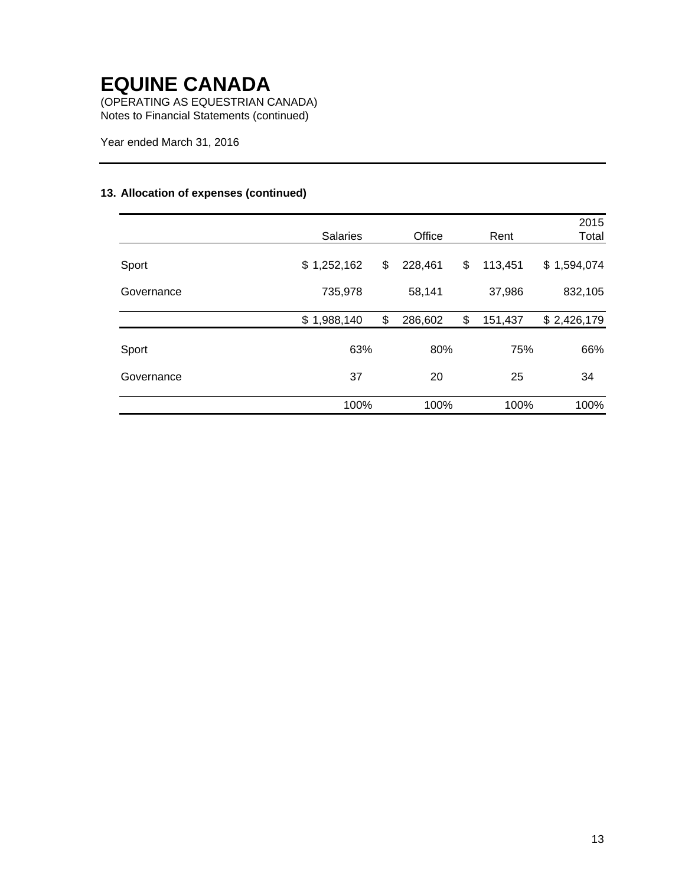# EQUINE CANADA

(OPERATING AS EQUESTRIAN CANADA)
Notes to Financial Statements (continued)

Year ended March 31, 2016

### 13. Allocation of expenses (continued)

| | Salaries | Office | Rent | 2015 Total |
|---|---|---|---|---|
| Sport | $ 1,252,162 | $ 228,461 | $ 113,451 | $ 1,594,074 |
| Governance | 735,978 | 58,141 | 37,986 | 832,105 |
| | $ 1,988,140 | $ 286,602 | $ 151,437 | $ 2,426,179 |
| Sport | 63% | 80% | 75% | 66% |
| Governance | 37 | 20 | 25 | 34 |
| | 100% | 100% | 100% | 100% |